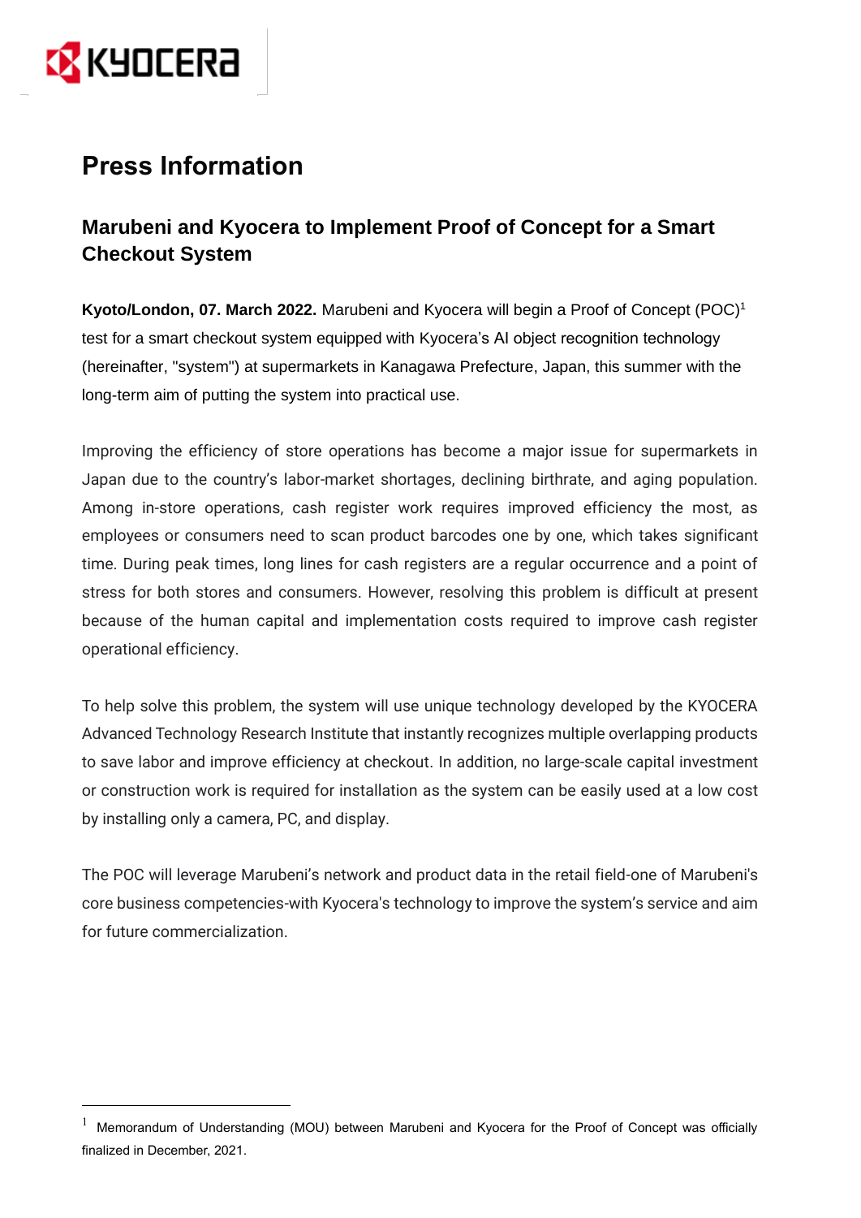# Press Information

## Marubeni and Kyocera to Implement Proof of Concept for a Smart Checkout System

**Kyoto/London, 07. March 2022.** Marubeni and Kyocera will begin a Proof of Concept (POC)[1] test for a smart checkout system equipped with Kyocera's AI object recognition technology (hereinafter, "system") at supermarkets in Kanagawa Prefecture, Japan, this summer with the long-term aim of putting the system into practical use.

Improving the efficiency of store operations has become a major issue for supermarkets in Japan due to the country's labor-market shortages, declining birthrate, and aging population. Among in-store operations, cash register work requires improved efficiency the most, as employees or consumers need to scan product barcodes one by one, which takes significant time. During peak times, long lines for cash registers are a regular occurrence and a point of stress for both stores and consumers. However, resolving this problem is difficult at present because of the human capital and implementation costs required to improve cash register operational efficiency.

To help solve this problem, the system will use unique technology developed by the KYOCERA Advanced Technology Research Institute that instantly recognizes multiple overlapping products to save labor and improve efficiency at checkout. In addition, no large-scale capital investment or construction work is required for installation as the system can be easily used at a low cost by installing only a camera, PC, and display.

The POC will leverage Marubeni's network and product data in the retail field-one of Marubeni's core business competencies-with Kyocera's technology to improve the system's service and aim for future commercialization.

---

[1] Memorandum of Understanding (MOU) between Marubeni and Kyocera for the Proof of Concept was officially finalized in December, 2021.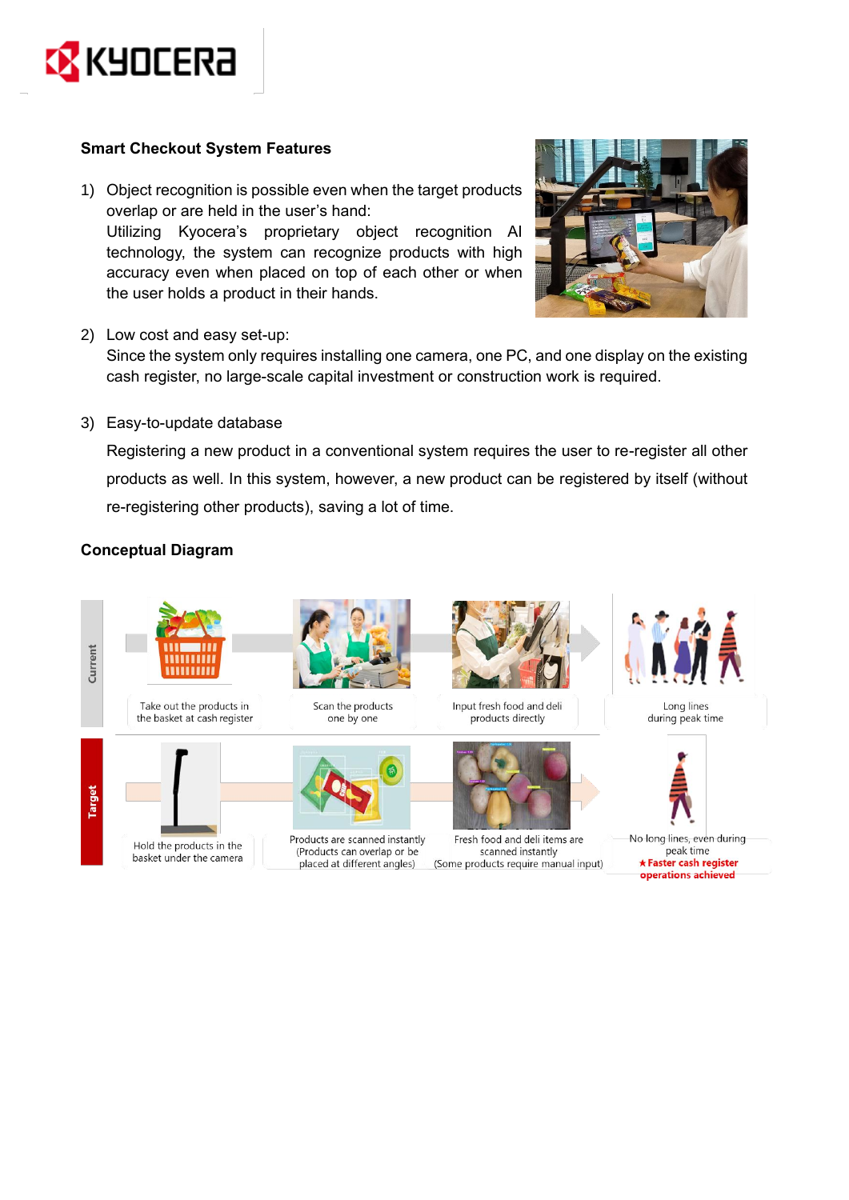## Smart Checkout System Features

1) Object recognition is possible even when the target products overlap or are held in the user's hand:
   Utilizing Kyocera's proprietary object recognition AI technology, the system can recognize products with high accuracy even when placed on top of each other or when the user holds a product in their hands.

2) Low cost and easy set-up:
   Since the system only requires installing one camera, one PC, and one display on the existing cash register, no large-scale capital investment or construction work is required.

3) Easy-to-update database
   Registering a new product in a conventional system requires the user to re-register all other products as well. In this system, however, a new product can be registered by itself (without re-registering other products), saving a lot of time.

## Conceptual Diagram

| | | | | |
|---|---|---|---|---|
| Current | Take out the products in the basket at cash register | Scan the products one by one | Input fresh food and deli products directly | Long lines during peak time |
| Target | Hold the products in the basket under the camera | Products are scanned instantly (Products can overlap or be placed at different angles) | Fresh food and deli items are scanned instantly (Some products require manual input) | No long lines, even during peak time ★Faster cash register operations achieved |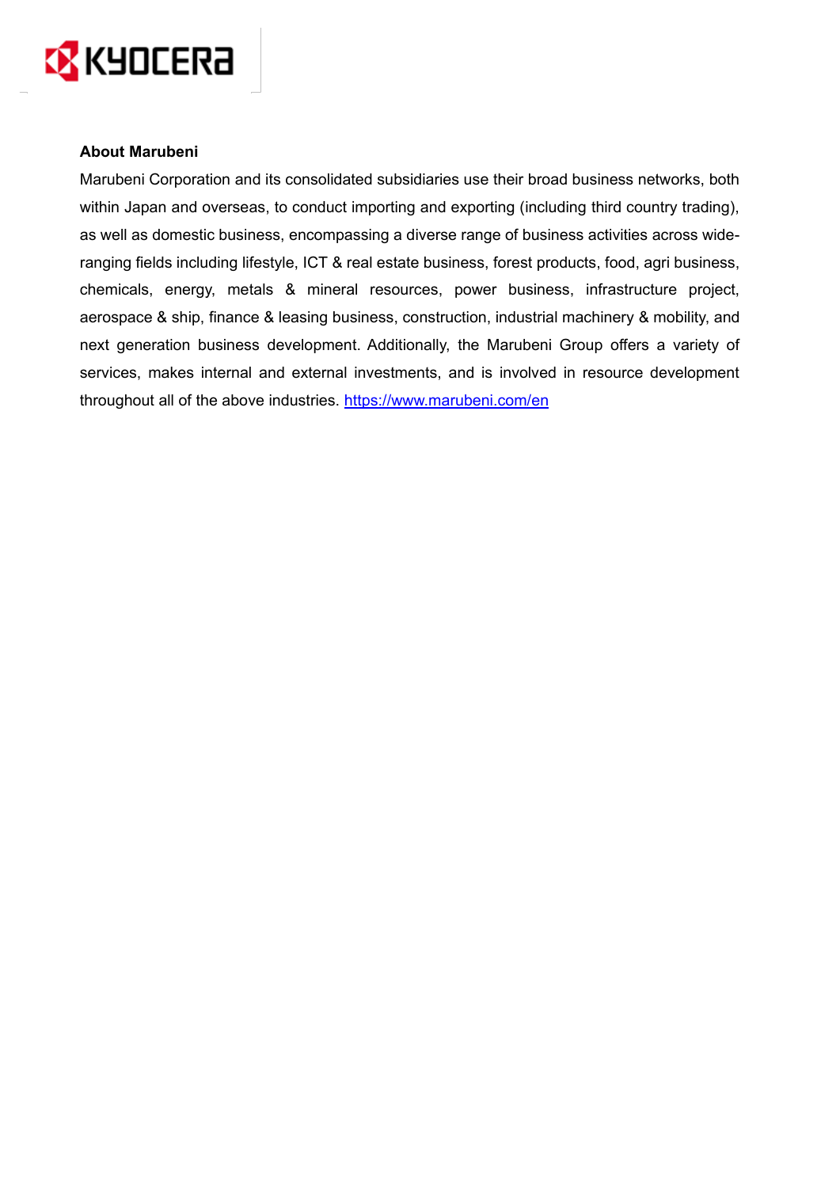**About Marubeni**

Marubeni Corporation and its consolidated subsidiaries use their broad business networks, both within Japan and overseas, to conduct importing and exporting (including third country trading), as well as domestic business, encompassing a diverse range of business activities across wide-ranging fields including lifestyle, ICT & real estate business, forest products, food, agri business, chemicals, energy, metals & mineral resources, power business, infrastructure project, aerospace & ship, finance & leasing business, construction, industrial machinery & mobility, and next generation business development. Additionally, the Marubeni Group offers a variety of services, makes internal and external investments, and is involved in resource development throughout all of the above industries. https://www.marubeni.com/en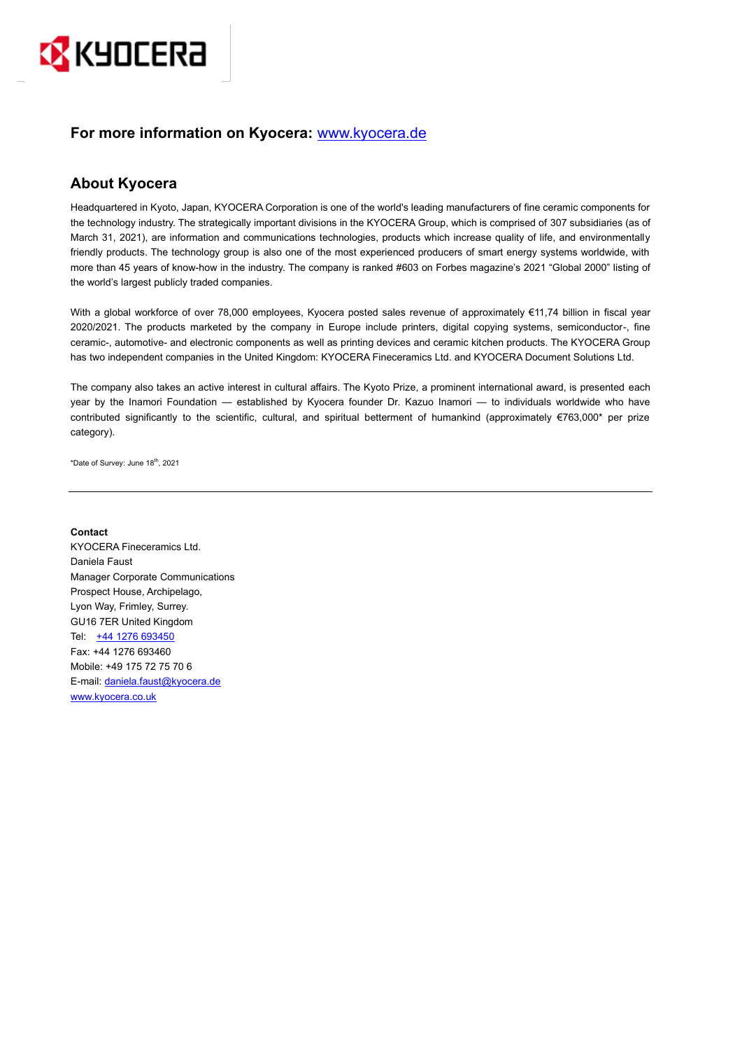## For more information on Kyocera: www.kyocera.de

## About Kyocera

Headquartered in Kyoto, Japan, KYOCERA Corporation is one of the world's leading manufacturers of fine ceramic components for the technology industry. The strategically important divisions in the KYOCERA Group, which is comprised of 307 subsidiaries (as of March 31, 2021), are information and communications technologies, products which increase quality of life, and environmentally friendly products. The technology group is also one of the most experienced producers of smart energy systems worldwide, with more than 45 years of know-how in the industry. The company is ranked #603 on Forbes magazine's 2021 "Global 2000" listing of the world's largest publicly traded companies.

With a global workforce of over 78,000 employees, Kyocera posted sales revenue of approximately €11,74 billion in fiscal year 2020/2021. The products marketed by the company in Europe include printers, digital copying systems, semiconductor-, fine ceramic-, automotive- and electronic components as well as printing devices and ceramic kitchen products. The KYOCERA Group has two independent companies in the United Kingdom: KYOCERA Fineceramics Ltd. and KYOCERA Document Solutions Ltd.

The company also takes an active interest in cultural affairs. The Kyoto Prize, a prominent international award, is presented each year by the Inamori Foundation — established by Kyocera founder Dr. Kazuo Inamori — to individuals worldwide who have contributed significantly to the scientific, cultural, and spiritual betterment of humankind (approximately €763,000* per prize category).

*Date of Survey: June 18th, 2021

---

**Contact**
KYOCERA Fineceramics Ltd.
Daniela Faust
Manager Corporate Communications
Prospect House, Archipelago,
Lyon Way, Frimley, Surrey.
GU16 7ER United Kingdom
Tel: +44 1276 693450
Fax: +44 1276 693460
Mobile: +49 175 72 75 70 6
E-mail: daniela.faust@kyocera.de
www.kyocera.co.uk